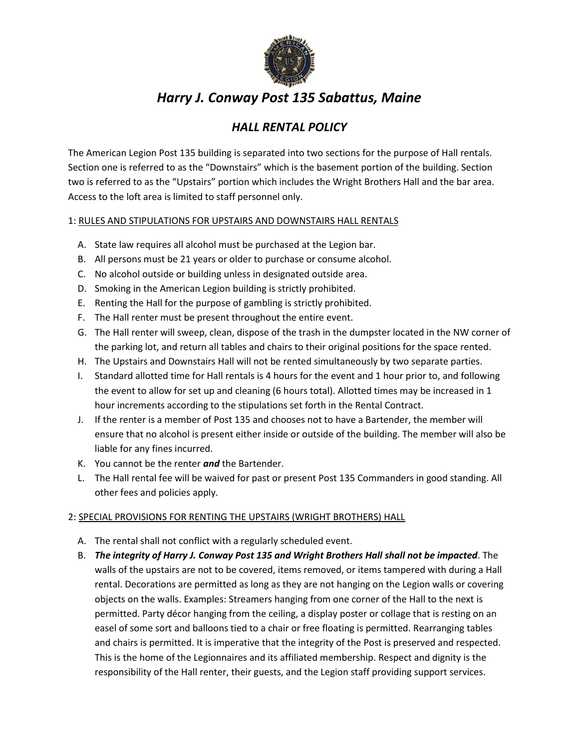# *Harry J. Conway Post 135 Sabattus, Maine*

## *HALL RENTAL POLICY*

The American Legion Post 135 building is separated into two sections for the purpose of Hall rentals. Section one is referred to as the "Downstairs" which is the basement portion of the building. Section two is referred to as the "Upstairs" portion which includes the Wright Brothers Hall and the bar area. Access to the loft area is limited to staff personnel only.

1: <u>RULES AND STIPULATIONS FOR UPSTAIRS AND DOWNSTAIRS HALL RENTALS</u>

A. State law requires all alcohol must be purchased at the Legion bar.
B. All persons must be 21 years or older to purchase or consume alcohol.
C. No alcohol outside or building unless in designated outside area.
D. Smoking in the American Legion building is strictly prohibited.
E. Renting the Hall for the purpose of gambling is strictly prohibited.
F. The Hall renter must be present throughout the entire event.
G. The Hall renter will sweep, clean, dispose of the trash in the dumpster located in the NW corner of the parking lot, and return all tables and chairs to their original positions for the space rented.
H. The Upstairs and Downstairs Hall will not be rented simultaneously by two separate parties.
I. Standard allotted time for Hall rentals is 4 hours for the event and 1 hour prior to, and following the event to allow for set up and cleaning (6 hours total). Allotted times may be increased in 1 hour increments according to the stipulations set forth in the Rental Contract.
J. If the renter is a member of Post 135 and chooses not to have a Bartender, the member will ensure that no alcohol is present either inside or outside of the building. The member will also be liable for any fines incurred.
K. You cannot be the renter ***and*** the Bartender.
L. The Hall rental fee will be waived for past or present Post 135 Commanders in good standing. All other fees and policies apply.

2: <u>SPECIAL PROVISIONS FOR RENTING THE UPSTAIRS (WRIGHT BROTHERS) HALL</u>

A. The rental shall not conflict with a regularly scheduled event.
B. ***The integrity of Harry J. Conway Post 135 and Wright Brothers Hall shall not be impacted***. The walls of the upstairs are not to be covered, items removed, or items tampered with during a Hall rental. Decorations are permitted as long as they are not hanging on the Legion walls or covering objects on the walls. Examples: Streamers hanging from one corner of the Hall to the next is permitted. Party décor hanging from the ceiling, a display poster or collage that is resting on an easel of some sort and balloons tied to a chair or free floating is permitted. Rearranging tables and chairs is permitted. It is imperative that the integrity of the Post is preserved and respected. This is the home of the Legionnaires and its affiliated membership. Respect and dignity is the responsibility of the Hall renter, their guests, and the Legion staff providing support services.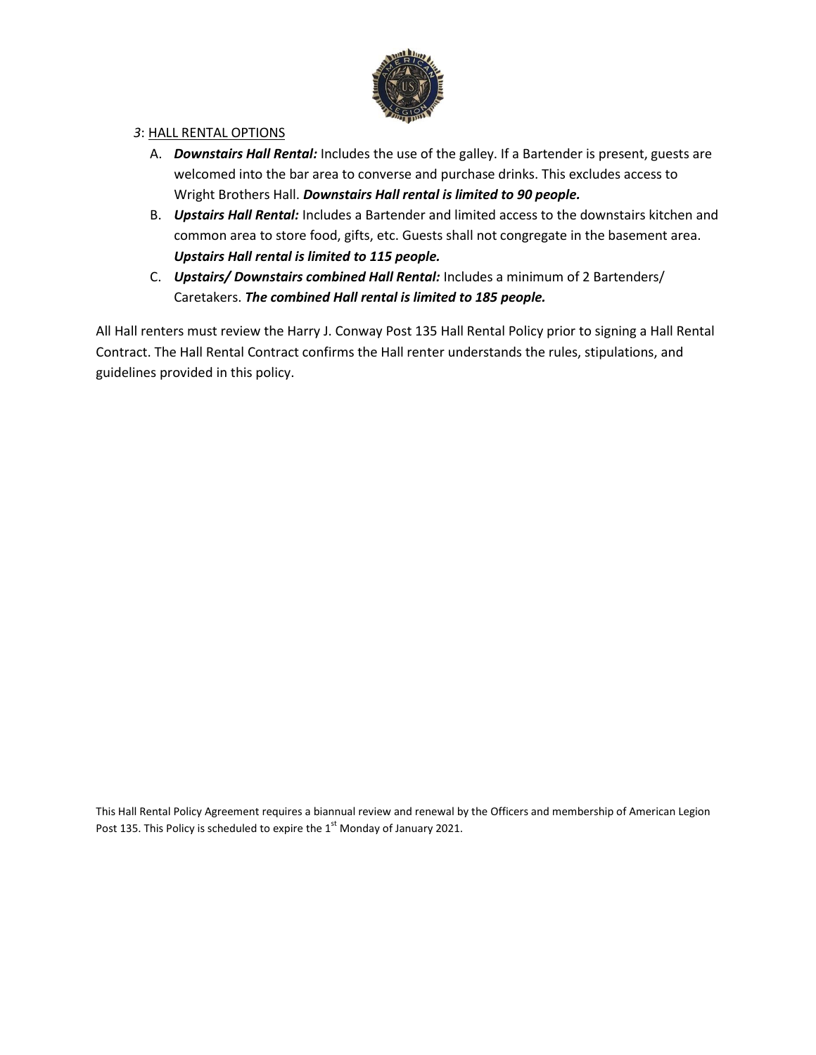*3*: HALL RENTAL OPTIONS

A. ***Downstairs Hall Rental:*** Includes the use of the galley. If a Bartender is present, guests are welcomed into the bar area to converse and purchase drinks. This excludes access to Wright Brothers Hall. ***Downstairs Hall rental is limited to 90 people.***
B. ***Upstairs Hall Rental:*** Includes a Bartender and limited access to the downstairs kitchen and common area to store food, gifts, etc. Guests shall not congregate in the basement area. ***Upstairs Hall rental is limited to 115 people.***
C. ***Upstairs/ Downstairs combined Hall Rental:*** Includes a minimum of 2 Bartenders/ Caretakers. ***The combined Hall rental is limited to 185 people.***

All Hall renters must review the Harry J. Conway Post 135 Hall Rental Policy prior to signing a Hall Rental Contract. The Hall Rental Contract confirms the Hall renter understands the rules, stipulations, and guidelines provided in this policy.

This Hall Rental Policy Agreement requires a biannual review and renewal by the Officers and membership of American Legion Post 135. This Policy is scheduled to expire the 1st Monday of January 2021.